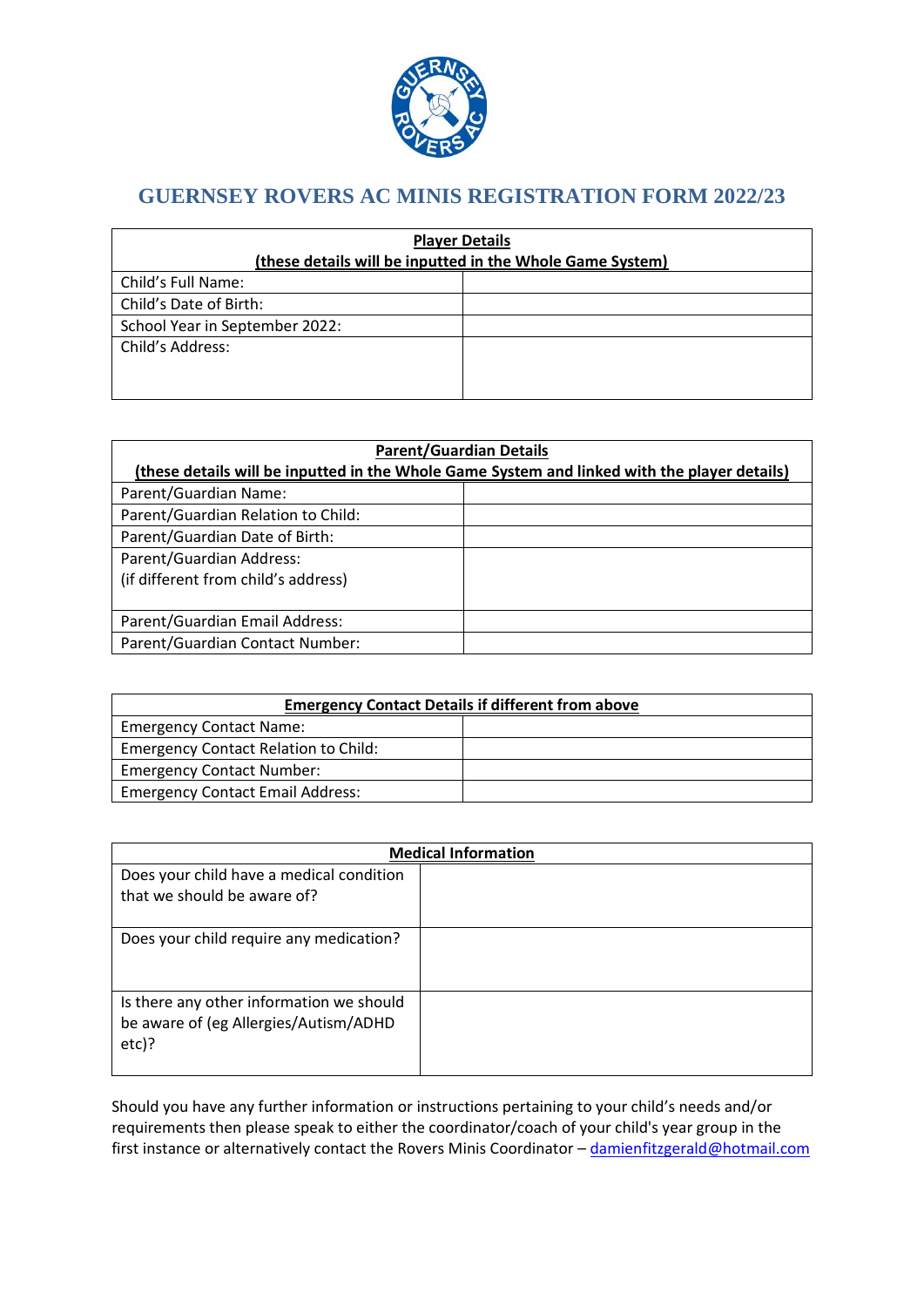# GUERNSEY ROVERS AC MINIS REGISTRATION FORM 2022/23

| **Player Details** **(these details will be inputted in the Whole Game System)** | |
|---|---|
| Child's Full Name: | |
| Child's Date of Birth: | |
| School Year in September 2022: | |
| Child's Address: | |

| **Parent/Guardian Details** **(these details will be inputted in the Whole Game System and linked with the player details)** | |
|---|---|
| Parent/Guardian Name: | |
| Parent/Guardian Relation to Child: | |
| Parent/Guardian Date of Birth: | |
| Parent/Guardian Address: (if different from child's address) | |
| Parent/Guardian Email Address: | |
| Parent/Guardian Contact Number: | |

| **Emergency Contact Details if different from above** | |
|---|---|
| Emergency Contact Name: | |
| Emergency Contact Relation to Child: | |
| Emergency Contact Number: | |
| Emergency Contact Email Address: | |

| **Medical Information** | |
|---|---|
| Does your child have a medical condition that we should be aware of? | |
| Does your child require any medication? | |
| Is there any other information we should be aware of (eg Allergies/Autism/ADHD etc)? | |

Should you have any further information or instructions pertaining to your child's needs and/or requirements then please speak to either the coordinator/coach of your child's year group in the first instance or alternatively contact the Rovers Minis Coordinator – damienfitzgerald@hotmail.com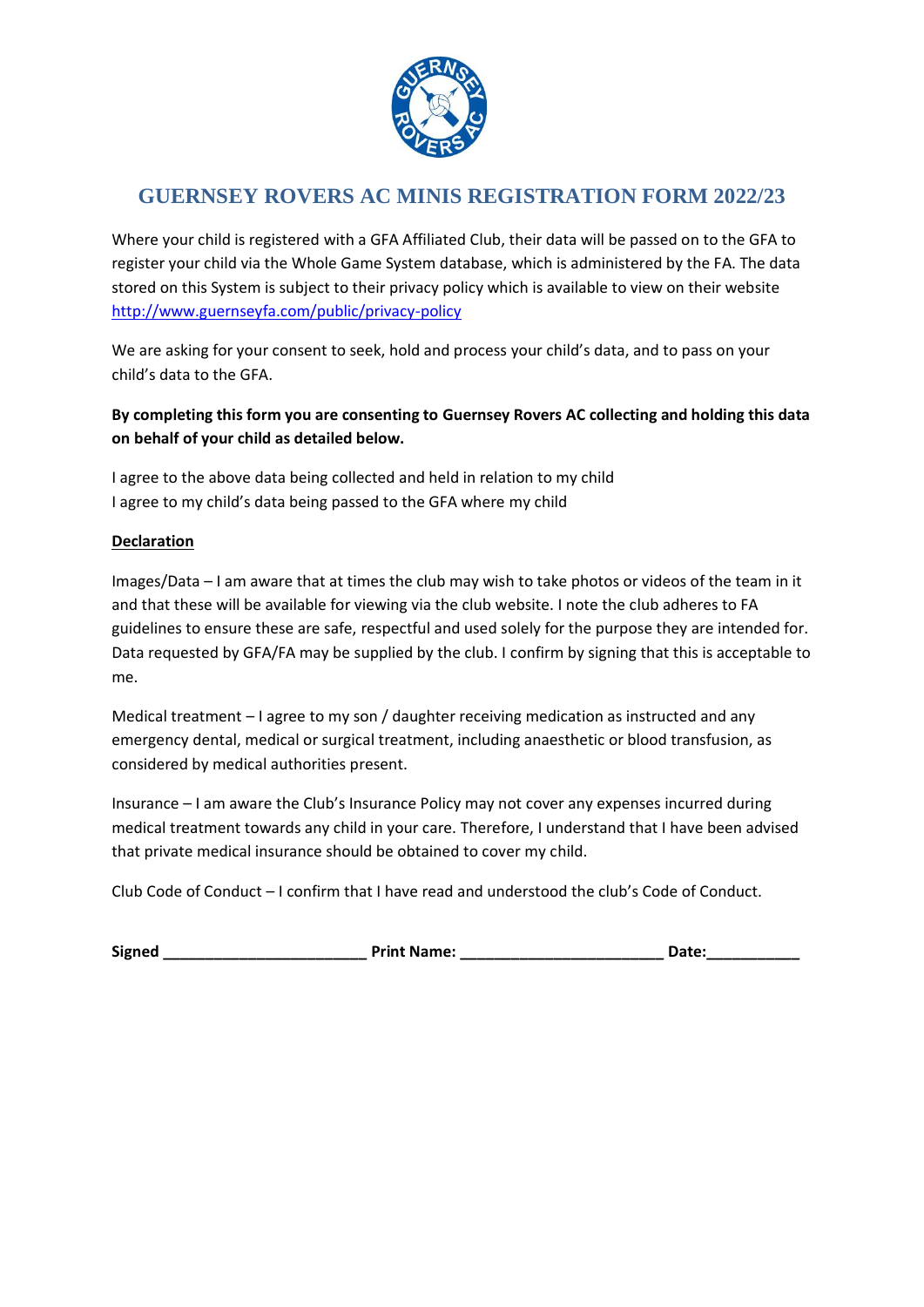# GUERNSEY ROVERS AC MINIS REGISTRATION FORM 2022/23

Where your child is registered with a GFA Affiliated Club, their data will be passed on to the GFA to register your child via the Whole Game System database, which is administered by the FA. The data stored on this System is subject to their privacy policy which is available to view on their website [http://www.guernseyfa.com/public/privacy-policy](http://www.guernseyfa.com/public/privacy-policy)

We are asking for your consent to seek, hold and process your child's data, and to pass on your child's data to the GFA.

**By completing this form you are consenting to Guernsey Rovers AC collecting and holding this data on behalf of your child as detailed below.**

I agree to the above data being collected and held in relation to my child
I agree to my child's data being passed to the GFA where my child

**Declaration**

Images/Data – I am aware that at times the club may wish to take photos or videos of the team in it and that these will be available for viewing via the club website. I note the club adheres to FA guidelines to ensure these are safe, respectful and used solely for the purpose they are intended for. Data requested by GFA/FA may be supplied by the club. I confirm by signing that this is acceptable to me.

Medical treatment – I agree to my son / daughter receiving medication as instructed and any emergency dental, medical or surgical treatment, including anaesthetic or blood transfusion, as considered by medical authorities present.

Insurance – I am aware the Club's Insurance Policy may not cover any expenses incurred during medical treatment towards any child in your care. Therefore, I understand that I have been advised that private medical insurance should be obtained to cover my child.

Club Code of Conduct – I confirm that I have read and understood the club's Code of Conduct.

**Signed** ________________________ **Print Name:** ________________________ **Date:**___________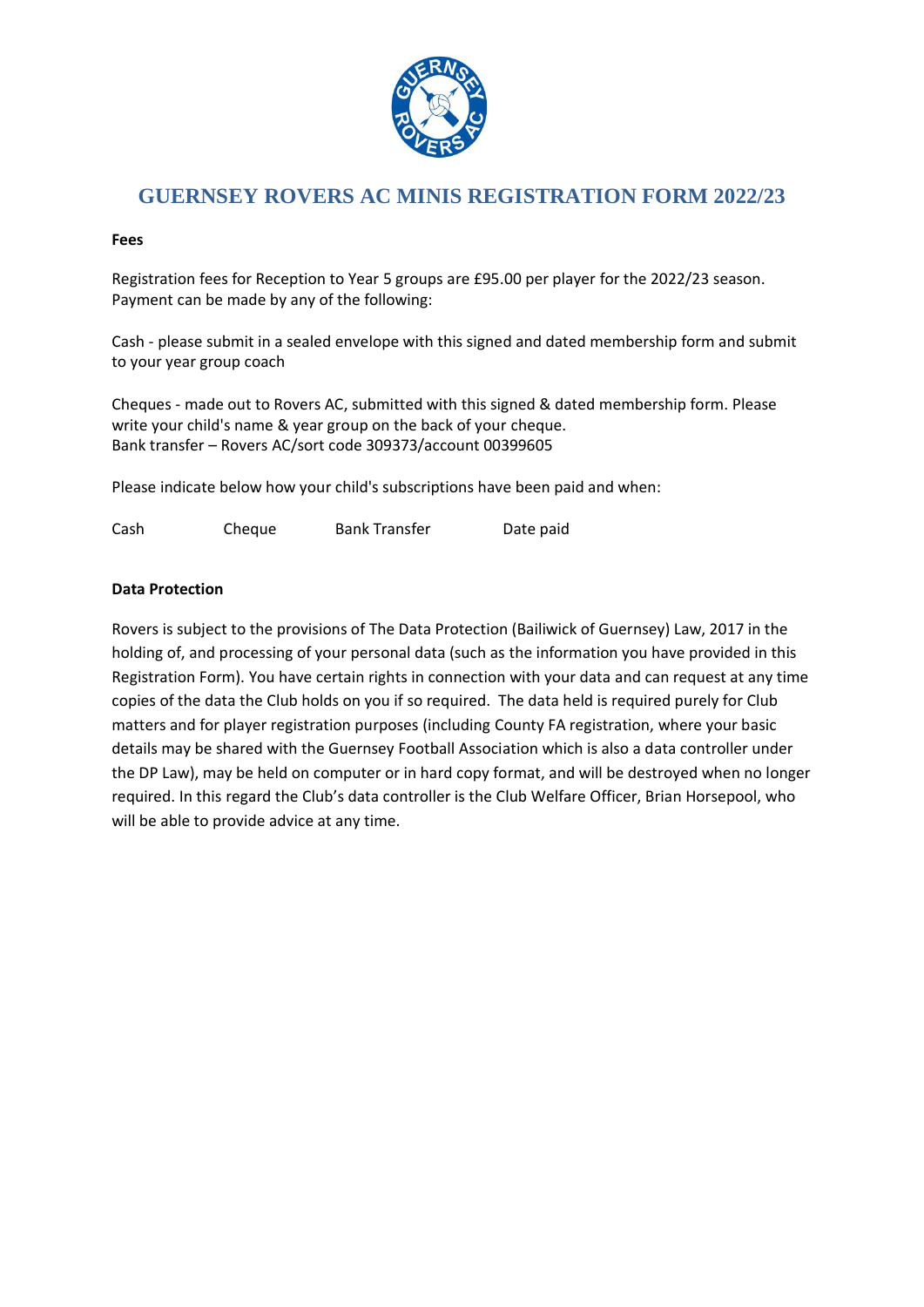# GUERNSEY ROVERS AC MINIS REGISTRATION FORM 2022/23

**Fees**

Registration fees for Reception to Year 5 groups are £95.00 per player for the 2022/23 season. Payment can be made by any of the following:

Cash - please submit in a sealed envelope with this signed and dated membership form and submit to your year group coach

Cheques - made out to Rovers AC, submitted with this signed & dated membership form. Please write your child's name & year group on the back of your cheque.
Bank transfer – Rovers AC/sort code 309373/account 00399605

Please indicate below how your child's subscriptions have been paid and when:

Cash Cheque Bank Transfer Date paid

**Data Protection**

Rovers is subject to the provisions of The Data Protection (Bailiwick of Guernsey) Law, 2017 in the holding of, and processing of your personal data (such as the information you have provided in this Registration Form). You have certain rights in connection with your data and can request at any time copies of the data the Club holds on you if so required. The data held is required purely for Club matters and for player registration purposes (including County FA registration, where your basic details may be shared with the Guernsey Football Association which is also a data controller under the DP Law), may be held on computer or in hard copy format, and will be destroyed when no longer required. In this regard the Club's data controller is the Club Welfare Officer, Brian Horsepool, who will be able to provide advice at any time.